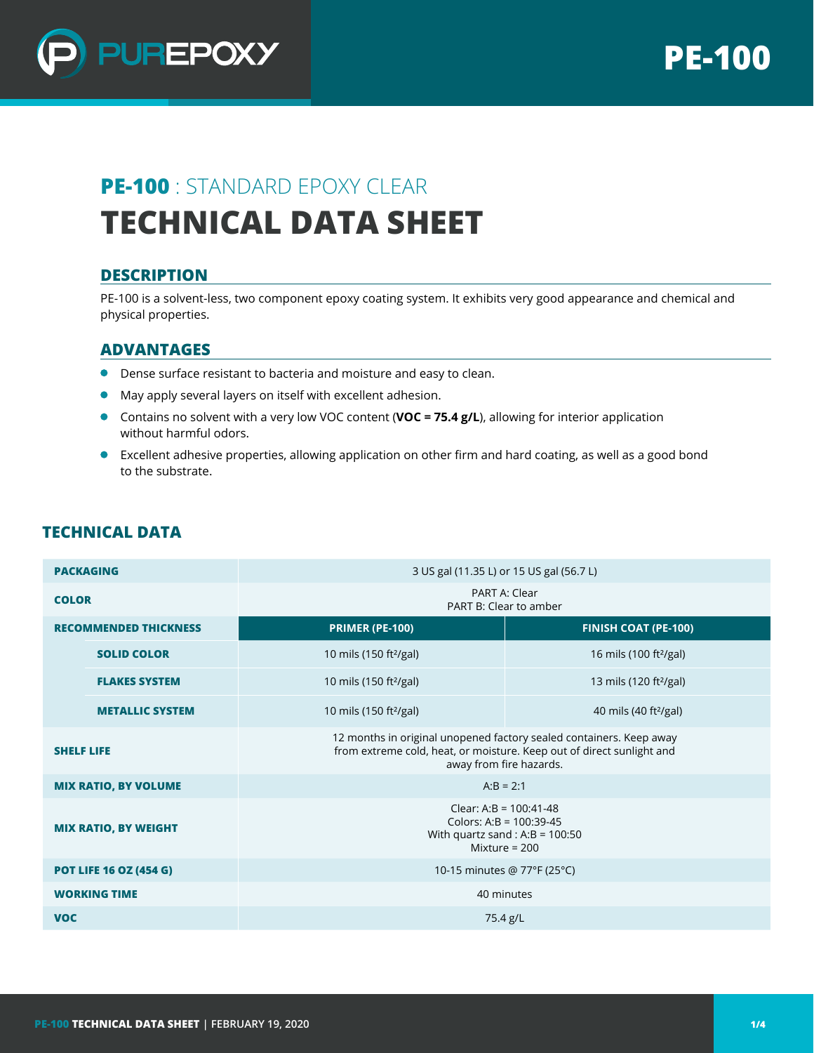# PE-100 : STANDARD EPOXY CLEAR

# TECHNICAL DATA SHEET

## DESCRIPTION

PE-100 is a solvent-less, two component epoxy coating system. It exhibits very good appearance and chemical and physical properties.

## ADVANTAGES

- Dense surface resistant to bacteria and moisture and easy to clean.
- May apply several layers on itself with excellent adhesion.
- Contains no solvent with a very low VOC content (**VOC = 75.4 g/L**), allowing for interior application without harmful odors.
- Excellent adhesive properties, allowing application on other firm and hard coating, as well as a good bond to the substrate.

## TECHNICAL DATA

| | | |
|---|---|---|
| **PACKAGING** | 3 US gal (11.35 L) or 15 US gal (56.7 L) | |
| **COLOR** | PART A: Clear<br>PART B: Clear to amber | |
| **RECOMMENDED THICKNESS** | **PRIMER (PE-100)** | **FINISH COAT (PE-100)** |
| **SOLID COLOR** | 10 mils (150 ft²/gal) | 16 mils (100 ft²/gal) |
| **FLAKES SYSTEM** | 10 mils (150 ft²/gal) | 13 mils (120 ft²/gal) |
| **METALLIC SYSTEM** | 10 mils (150 ft²/gal) | 40 mils (40 ft²/gal) |
| **SHELF LIFE** | 12 months in original unopened factory sealed containers. Keep away from extreme cold, heat, or moisture. Keep out of direct sunlight and away from fire hazards. | |
| **MIX RATIO, BY VOLUME** | A:B = 2:1 | |
| **MIX RATIO, BY WEIGHT** | Clear: A:B = 100:41-48<br>Colors: A:B = 100:39-45<br>With quartz sand : A:B = 100:50<br>Mixture = 200 | |
| **POT LIFE 16 OZ (454 G)** | 10-15 minutes @ 77°F (25°C) | |
| **WORKING TIME** | 40 minutes | |
| **VOC** | 75.4 g/L | |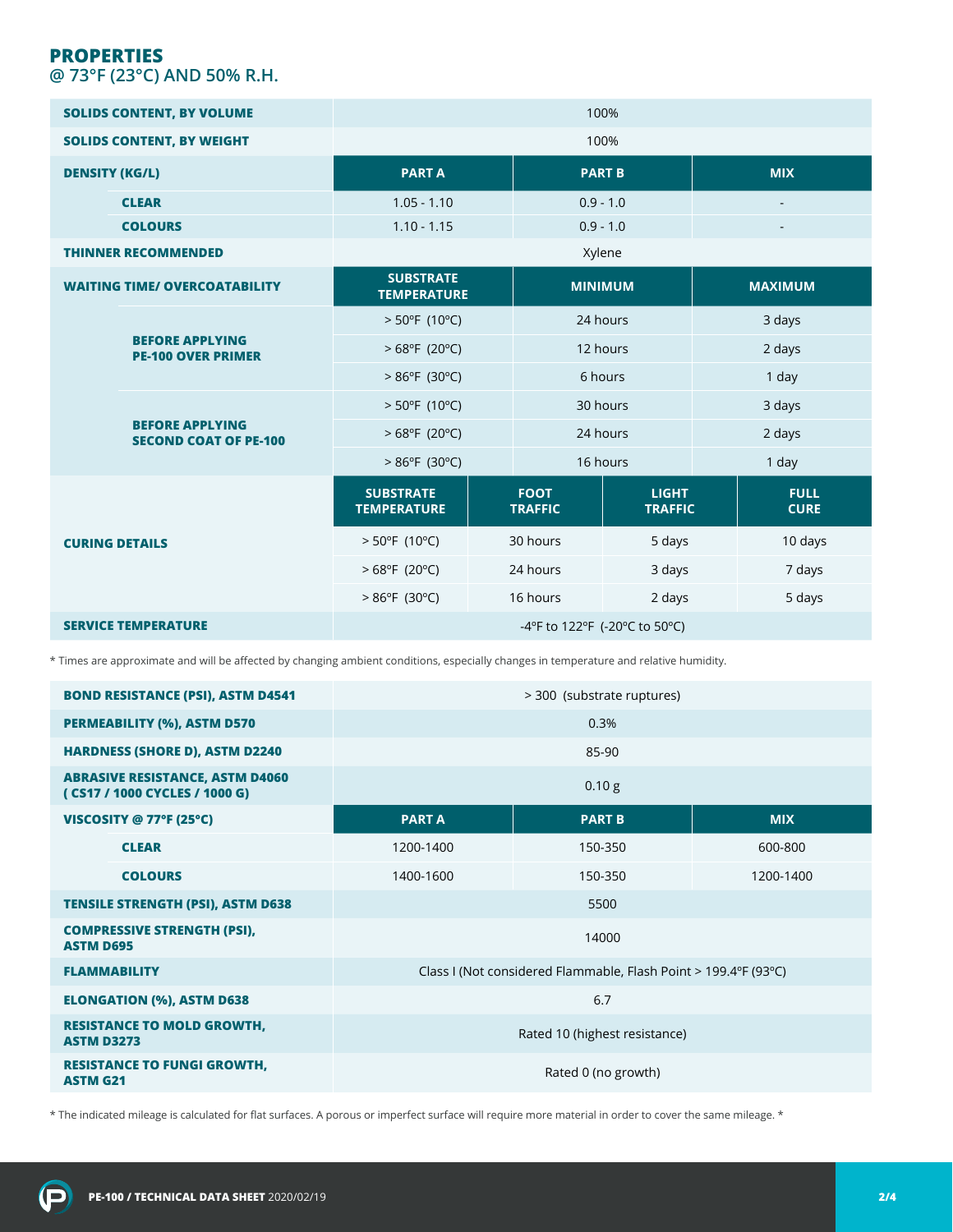## PROPERTIES
### @ 73°F (23°C) AND 50% R.H.

| | | | | |
|---|---|---|---|---|
| **SOLIDS CONTENT, BY VOLUME** | 100% | | | |
| **SOLIDS CONTENT, BY WEIGHT** | 100% | | | |
| **DENSITY (KG/L)** | **PART A** | **PART B** | **MIX** | |
| **CLEAR** | 1.05 - 1.10 | 0.9 - 1.0 | - | |
| **COLOURS** | 1.10 - 1.15 | 0.9 - 1.0 | - | |
| **THINNER RECOMMENDED** | Xylene | | | |
| **WAITING TIME/ OVERCOATABILITY** | **SUBSTRATE TEMPERATURE** | **MINIMUM** | **MAXIMUM** | |
| **BEFORE APPLYING PE-100 OVER PRIMER** | > 50ºF (10ºC) | 24 hours | 3 days | |
| | > 68ºF (20ºC) | 12 hours | 2 days | |
| | > 86ºF (30ºC) | 6 hours | 1 day | |
| **BEFORE APPLYING SECOND COAT OF PE-100** | > 50ºF (10ºC) | 30 hours | 3 days | |
| | > 68ºF (20ºC) | 24 hours | 2 days | |
| | > 86ºF (30ºC) | 16 hours | 1 day | |
| **CURING DETAILS** | **SUBSTRATE TEMPERATURE** | **FOOT TRAFFIC** | **LIGHT TRAFFIC** | **FULL CURE** |
| | > 50ºF (10ºC) | 30 hours | 5 days | 10 days |
| | > 68ºF (20ºC) | 24 hours | 3 days | 7 days |
| | > 86ºF (30ºC) | 16 hours | 2 days | 5 days |
| **SERVICE TEMPERATURE** | -4ºF to 122ºF (-20ºC to 50ºC) | | | |

* Times are approximate and will be affected by changing ambient conditions, especially changes in temperature and relative humidity.

| | | | |
|---|---|---|---|
| **BOND RESISTANCE (PSI), ASTM D4541** | > 300 (substrate ruptures) | | |
| **PERMEABILITY (%), ASTM D570** | 0.3% | | |
| **HARDNESS (SHORE D), ASTM D2240** | 85-90 | | |
| **ABRASIVE RESISTANCE, ASTM D4060 ( CS17 / 1000 CYCLES / 1000 G)** | 0.10 g | | |
| **VISCOSITY @ 77ºF (25ºC)** | **PART A** | **PART B** | **MIX** |
| **CLEAR** | 1200-1400 | 150-350 | 600-800 |
| **COLOURS** | 1400-1600 | 150-350 | 1200-1400 |
| **TENSILE STRENGTH (PSI), ASTM D638** | 5500 | | |
| **COMPRESSIVE STRENGTH (PSI), ASTM D695** | 14000 | | |
| **FLAMMABILITY** | Class I (Not considered Flammable, Flash Point > 199.4ºF (93ºC) | | |
| **ELONGATION (%), ASTM D638** | 6.7 | | |
| **RESISTANCE TO MOLD GROWTH, ASTM D3273** | Rated 10 (highest resistance) | | |
| **RESISTANCE TO FUNGI GROWTH, ASTM G21** | Rated 0 (no growth) | | |

* The indicated mileage is calculated for flat surfaces. A porous or imperfect surface will require more material in order to cover the same mileage. *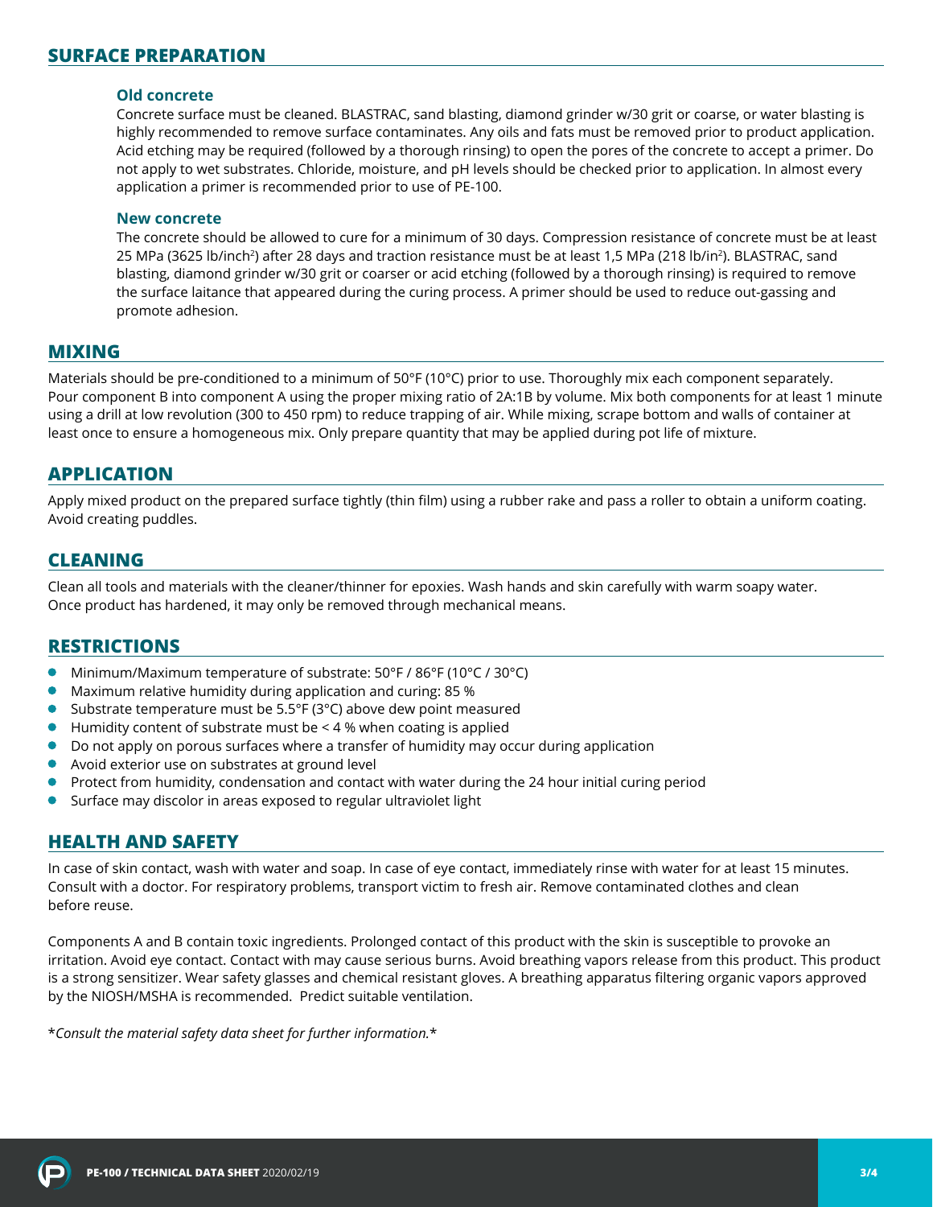## SURFACE PREPARATION

### Old concrete

Concrete surface must be cleaned. BLASTRAC, sand blasting, diamond grinder w/30 grit or coarse, or water blasting is highly recommended to remove surface contaminates. Any oils and fats must be removed prior to product application. Acid etching may be required (followed by a thorough rinsing) to open the pores of the concrete to accept a primer. Do not apply to wet substrates. Chloride, moisture, and pH levels should be checked prior to application. In almost every application a primer is recommended prior to use of PE-100.

### New concrete

The concrete should be allowed to cure for a minimum of 30 days. Compression resistance of concrete must be at least 25 MPa (3625 lb/inch$^2$) after 28 days and traction resistance must be at least 1,5 MPa (218 lb/in$^2$). BLASTRAC, sand blasting, diamond grinder w/30 grit or coarser or acid etching (followed by a thorough rinsing) is required to remove the surface laitance that appeared during the curing process. A primer should be used to reduce out-gassing and promote adhesion.

## MIXING

Materials should be pre-conditioned to a minimum of 50°F (10°C) prior to use. Thoroughly mix each component separately. Pour component B into component A using the proper mixing ratio of 2A:1B by volume. Mix both components for at least 1 minute using a drill at low revolution (300 to 450 rpm) to reduce trapping of air. While mixing, scrape bottom and walls of container at least once to ensure a homogeneous mix. Only prepare quantity that may be applied during pot life of mixture.

## APPLICATION

Apply mixed product on the prepared surface tightly (thin film) using a rubber rake and pass a roller to obtain a uniform coating. Avoid creating puddles.

## CLEANING

Clean all tools and materials with the cleaner/thinner for epoxies. Wash hands and skin carefully with warm soapy water. Once product has hardened, it may only be removed through mechanical means.

## RESTRICTIONS

- Minimum/Maximum temperature of substrate: 50°F / 86°F (10°C / 30°C)
- Maximum relative humidity during application and curing: 85 %
- Substrate temperature must be 5.5°F (3°C) above dew point measured
- Humidity content of substrate must be < 4 % when coating is applied
- Do not apply on porous surfaces where a transfer of humidity may occur during application
- Avoid exterior use on substrates at ground level
- Protect from humidity, condensation and contact with water during the 24 hour initial curing period
- Surface may discolor in areas exposed to regular ultraviolet light

## HEALTH AND SAFETY

In case of skin contact, wash with water and soap. In case of eye contact, immediately rinse with water for at least 15 minutes. Consult with a doctor. For respiratory problems, transport victim to fresh air. Remove contaminated clothes and clean before reuse.

Components A and B contain toxic ingredients. Prolonged contact of this product with the skin is susceptible to provoke an irritation. Avoid eye contact. Contact with may cause serious burns. Avoid breathing vapors release from this product. This product is a strong sensitizer. Wear safety glasses and chemical resistant gloves. A breathing apparatus filtering organic vapors approved by the NIOSH/MSHA is recommended. Predict suitable ventilation.

**Consult the material safety data sheet for further information.**

PE-100 / TECHNICAL DATA SHEET 2020/02/19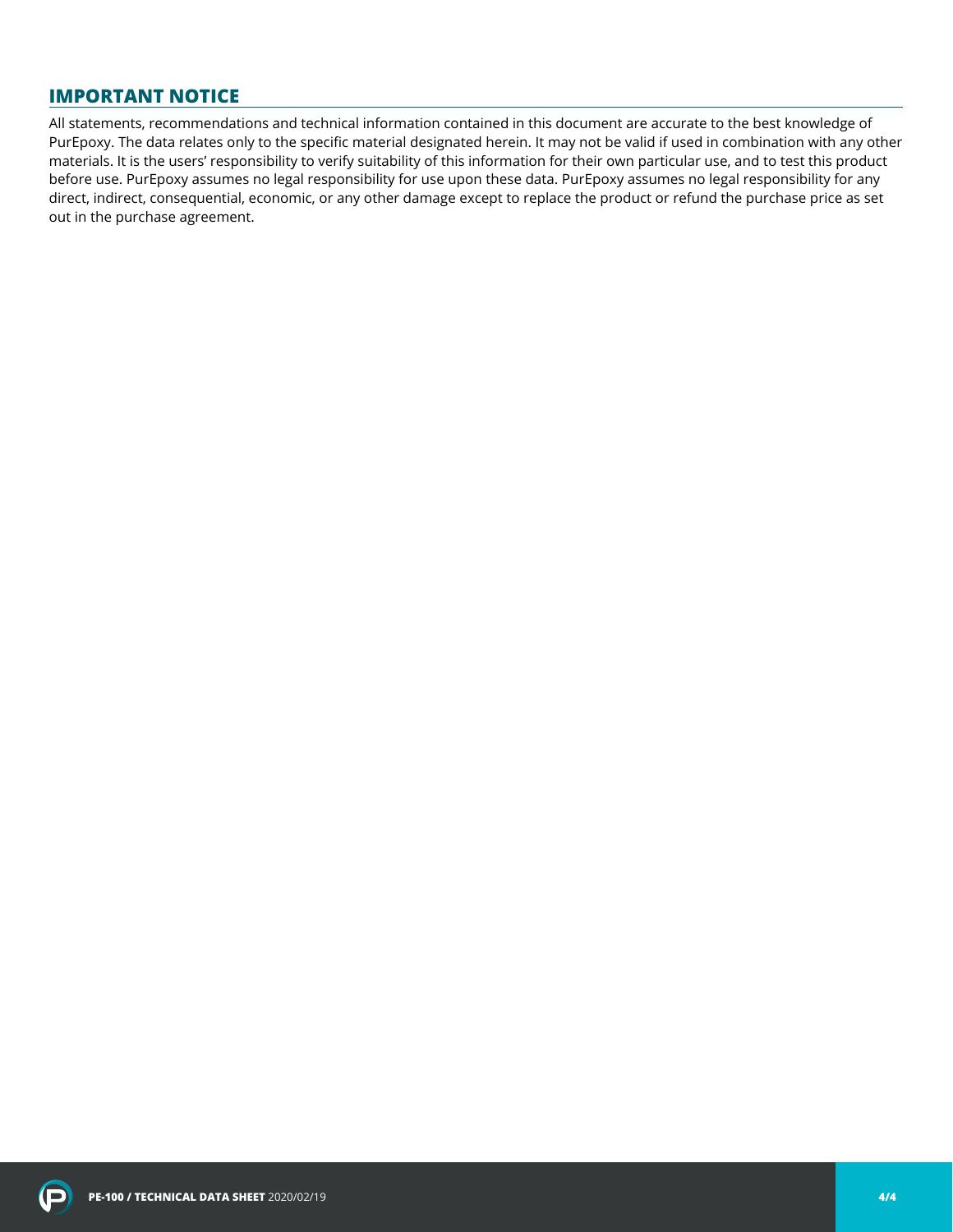## IMPORTANT NOTICE

All statements, recommendations and technical information contained in this document are accurate to the best knowledge of PurEpoxy. The data relates only to the specific material designated herein. It may not be valid if used in combination with any other materials. It is the users' responsibility to verify suitability of this information for their own particular use, and to test this product before use. PurEpoxy assumes no legal responsibility for use upon these data. PurEpoxy assumes no legal responsibility for any direct, indirect, consequential, economic, or any other damage except to replace the product or refund the purchase price as set out in the purchase agreement.